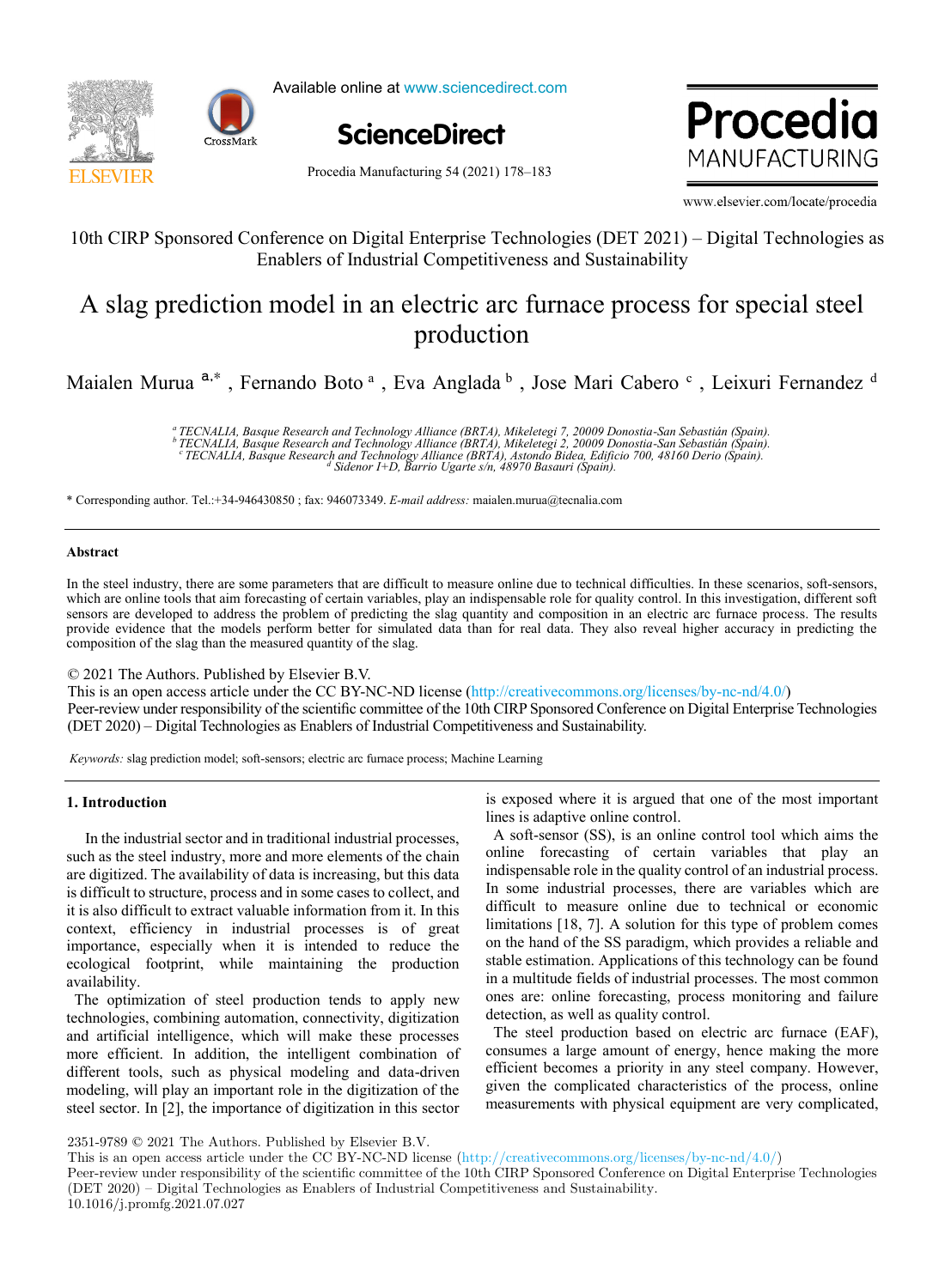10th CIRP Sponsored Conference on Digital Enterprise Technologies (DET 2021) – Digital Technologies as Enablers of Industrial Competitiveness and Sustainability

# A slag prediction model in an electric arc furnace process for special steel production

Maialen Murua [a,*] , Fernando Boto [a] , Eva Anglada [b] , Jose Mari Cabero [c] , Leixuri Fernandez [d]

[a] TECNALIA, Basque Research and Technology Alliance (BRTA), Mikeletegi 7, 20009 Donostia-San Sebastián (Spain).
[b] TECNALIA, Basque Research and Technology Alliance (BRTA), Mikeletegi 2, 20009 Donostia-San Sebastián (Spain).
[c] TECNALIA, Basque Research and Technology Alliance (BRTA), Astondo Bidea, Edificio 700, 48160 Derio (Spain).
[d] Sidenor I+D, Barrio Ugarte s/n, 48970 Basauri (Spain).

* Corresponding author. Tel.:+34-946430850 ; fax: 946073349. *E-mail address:* maialen.murua@tecnalia.com

## Abstract

In the steel industry, there are some parameters that are difficult to measure online due to technical difficulties. In these scenarios, soft-sensors, which are online tools that aim forecasting of certain variables, play an indispensable role for quality control. In this investigation, different soft sensors are developed to address the problem of predicting the slag quantity and composition in an electric arc furnace process. The results provide evidence that the models perform better for simulated data than for real data. They also reveal higher accuracy in predicting the composition of the slag than the measured quantity of the slag.

© 2021 The Authors. Published by Elsevier B.V.
This is an open access article under the CC BY-NC-ND license (http://creativecommons.org/licenses/by-nc-nd/4.0/)
Peer-review under responsibility of the scientific committee of the 10th CIRP Sponsored Conference on Digital Enterprise Technologies (DET 2020) – Digital Technologies as Enablers of Industrial Competitiveness and Sustainability.

*Keywords:* slag prediction model; soft-sensors; electric arc furnace process; Machine Learning

## 1. Introduction

In the industrial sector and in traditional industrial processes, such as the steel industry, more and more elements of the chain are digitized. The availability of data is increasing, but this data is difficult to structure, process and in some cases to collect, and it is also difficult to extract valuable information from it. In this context, efficiency in industrial processes is of great importance, especially when it is intended to reduce the ecological footprint, while maintaining the production availability.

The optimization of steel production tends to apply new technologies, combining automation, connectivity, digitization and artificial intelligence, which will make these processes more efficient. In addition, the intelligent combination of different tools, such as physical modeling and data-driven modeling, will play an important role in the digitization of the steel sector. In [2], the importance of digitization in this sector is exposed where it is argued that one of the most important lines is adaptive online control.

A soft-sensor (SS), is an online control tool which aims the online forecasting of certain variables that play an indispensable role in the quality control of an industrial process. In some industrial processes, there are variables which are difficult to measure online due to technical or economic limitations [18, 7]. A solution for this type of problem comes on the hand of the SS paradigm, which provides a reliable and stable estimation. Applications of this technology can be found in a multitude fields of industrial processes. The most common ones are: online forecasting, process monitoring and failure detection, as well as quality control.

The steel production based on electric arc furnace (EAF), consumes a large amount of energy, hence making the more efficient becomes a priority in any steel company. However, given the complicated characteristics of the process, online measurements with physical equipment are very complicated,

2351-9789 © 2021 The Authors. Published by Elsevier B.V.
This is an open access article under the CC BY-NC-ND license (http://creativecommons.org/licenses/by-nc-nd/4.0/)
Peer-review under responsibility of the scientific committee of the 10th CIRP Sponsored Conference on Digital Enterprise Technologies (DET 2020) – Digital Technologies as Enablers of Industrial Competitiveness and Sustainability.
10.1016/j.promfg.2021.07.027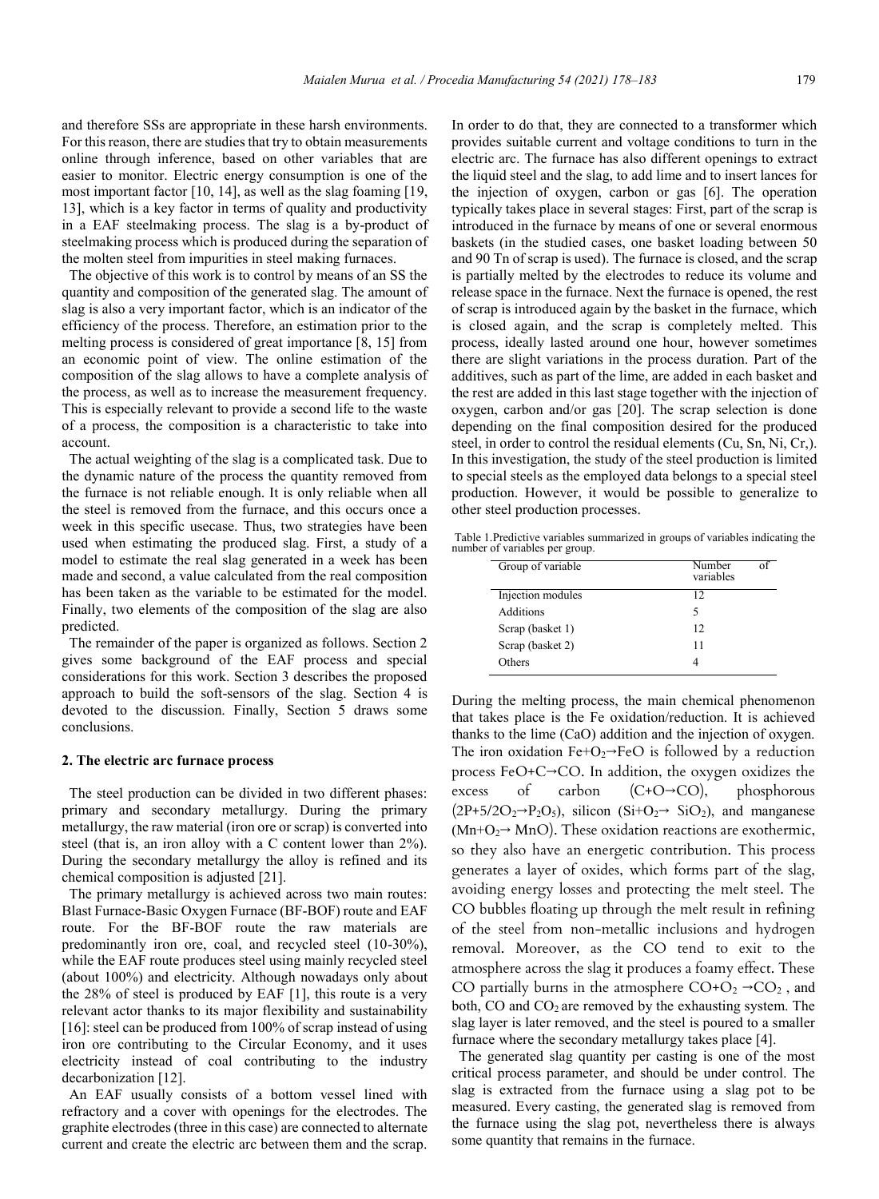and therefore SSs are appropriate in these harsh environments. For this reason, there are studies that try to obtain measurements online through inference, based on other variables that are easier to monitor. Electric energy consumption is one of the most important factor [10, 14], as well as the slag foaming [19, 13], which is a key factor in terms of quality and productivity in a EAF steelmaking process. The slag is a by-product of steelmaking process which is produced during the separation of the molten steel from impurities in steel making furnaces.

The objective of this work is to control by means of an SS the quantity and composition of the generated slag. The amount of slag is also a very important factor, which is an indicator of the efficiency of the process. Therefore, an estimation prior to the melting process is considered of great importance [8, 15] from an economic point of view. The online estimation of the composition of the slag allows to have a complete analysis of the process, as well as to increase the measurement frequency. This is especially relevant to provide a second life to the waste of a process, the composition is a characteristic to take into account.

The actual weighting of the slag is a complicated task. Due to the dynamic nature of the process the quantity removed from the furnace is not reliable enough. It is only reliable when all the steel is removed from the furnace, and this occurs once a week in this specific usecase. Thus, two strategies have been used when estimating the produced slag. First, a study of a model to estimate the real slag generated in a week has been made and second, a value calculated from the real composition has been taken as the variable to be estimated for the model. Finally, two elements of the composition of the slag are also predicted.

The remainder of the paper is organized as follows. Section 2 gives some background of the EAF process and special considerations for this work. Section 3 describes the proposed approach to build the soft-sensors of the slag. Section 4 is devoted to the discussion. Finally, Section 5 draws some conclusions.

## 2. The electric arc furnace process

The steel production can be divided in two different phases: primary and secondary metallurgy. During the primary metallurgy, the raw material (iron ore or scrap) is converted into steel (that is, an iron alloy with a C content lower than 2%). During the secondary metallurgy the alloy is refined and its chemical composition is adjusted [21].

The primary metallurgy is achieved across two main routes: Blast Furnace-Basic Oxygen Furnace (BF-BOF) route and EAF route. For the BF-BOF route the raw materials are predominantly iron ore, coal, and recycled steel (10-30%), while the EAF route produces steel using mainly recycled steel (about 100%) and electricity. Although nowadays only about the 28% of steel is produced by EAF [1], this route is a very relevant actor thanks to its major flexibility and sustainability [16]: steel can be produced from 100% of scrap instead of using iron ore contributing to the Circular Economy, and it uses electricity instead of coal contributing to the industry decarbonization [12].

An EAF usually consists of a bottom vessel lined with refractory and a cover with openings for the electrodes. The graphite electrodes (three in this case) are connected to alternate current and create the electric arc between them and the scrap. In order to do that, they are connected to a transformer which provides suitable current and voltage conditions to turn in the electric arc. The furnace has also different openings to extract the liquid steel and the slag, to add lime and to insert lances for the injection of oxygen, carbon or gas [6]. The operation typically takes place in several stages: First, part of the scrap is introduced in the furnace by means of one or several enormous baskets (in the studied cases, one basket loading between 50 and 90 Tn of scrap is used). The furnace is closed, and the scrap is partially melted by the electrodes to reduce its volume and release space in the furnace. Next the furnace is opened, the rest of scrap is introduced again by the basket in the furnace, which is closed again, and the scrap is completely melted. This process, ideally lasted around one hour, however sometimes there are slight variations in the process duration. Part of the additives, such as part of the lime, are added in each basket and the rest are added in this last stage together with the injection of oxygen, carbon and/or gas [20]. The scrap selection is done depending on the final composition desired for the produced steel, in order to control the residual elements (Cu, Sn, Ni, Cr,). In this investigation, the study of the steel production is limited to special steels as the employed data belongs to a special steel production. However, it would be possible to generalize to other steel production processes.

Table 1.Predictive variables summarized in groups of variables indicating the number of variables per group.

| Group of variable | Number of variables |
|---|---|
| Injection modules | 12 |
| Additions | 5 |
| Scrap (basket 1) | 12 |
| Scrap (basket 2) | 11 |
| Others | 4 |

During the melting process, the main chemical phenomenon that takes place is the Fe oxidation/reduction. It is achieved thanks to the lime (CaO) addition and the injection of oxygen. The iron oxidation $Fe+O_2 \rightarrow FeO$ is followed by a reduction process $FeO+C \rightarrow CO$. In addition, the oxygen oxidizes the excess of carbon ($C+O \rightarrow CO$), phosphorous ($2P+5/2O_2 \rightarrow P_2O_5$), silicon ($Si+O_2 \rightarrow SiO_2$), and manganese ($Mn+O_2 \rightarrow MnO$). These oxidation reactions are exothermic, so they also have an energetic contribution. This process generates a layer of oxides, which forms part of the slag, avoiding energy losses and protecting the melt steel. The CO bubbles floating up through the melt result in refining of the steel from non-metallic inclusions and hydrogen removal. Moreover, as the CO tend to exit to the atmosphere across the slag it produces a foamy effect. These CO partially burns in the atmosphere $CO+O_2 \rightarrow CO_2$, and both, CO and $CO_2$ are removed by the exhausting system. The slag layer is later removed, and the steel is poured to a smaller furnace where the secondary metallurgy takes place [4].

The generated slag quantity per casting is one of the most critical process parameter, and should be under control. The slag is extracted from the furnace using a slag pot to be measured. Every casting, the generated slag is removed from the furnace using the slag pot, nevertheless there is always some quantity that remains in the furnace.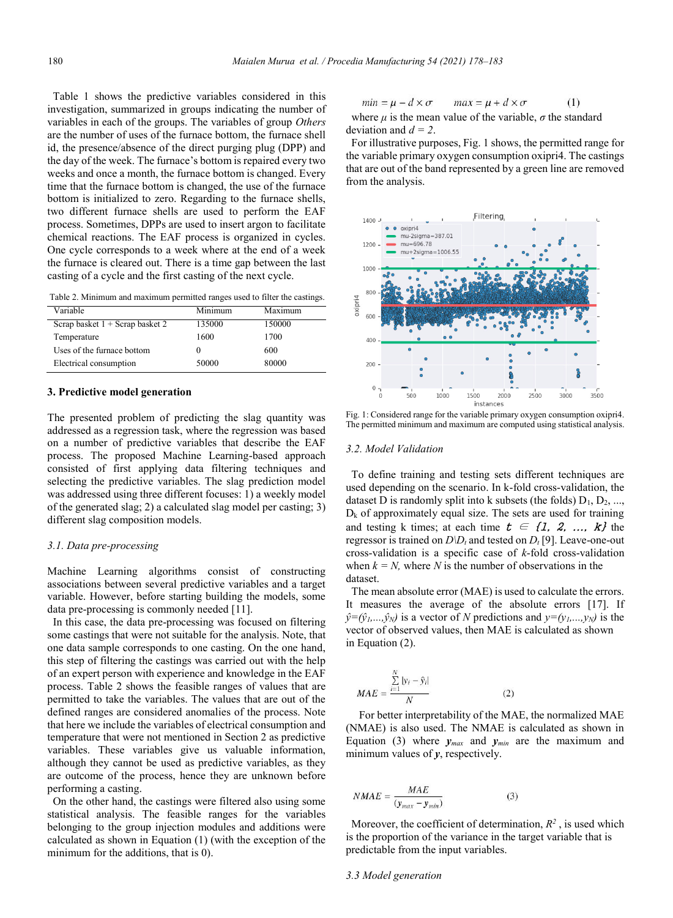Table 1 shows the predictive variables considered in this investigation, summarized in groups indicating the number of variables in each of the groups. The variables of group *Others* are the number of uses of the furnace bottom, the furnace shell id, the presence/absence of the direct purging plug (DPP) and the day of the week. The furnace's bottom is repaired every two weeks and once a month, the furnace bottom is changed. Every time that the furnace bottom is changed, the use of the furnace bottom is initialized to zero. Regarding to the furnace shells, two different furnace shells are used to perform the EAF process. Sometimes, DPPs are used to insert argon to facilitate chemical reactions. The EAF process is organized in cycles. One cycle corresponds to a week where at the end of a week the furnace is cleared out. There is a time gap between the last casting of a cycle and the first casting of the next cycle.

Table 2. Minimum and maximum permitted ranges used to filter the castings.

| Variable | Minimum | Maximum |
|---|---|---|
| Scrap basket 1 + Scrap basket 2 | 135000 | 150000 |
| Temperature | 1600 | 1700 |
| Uses of the furnace bottom | 0 | 600 |
| Electrical consumption | 50000 | 80000 |

## 3. Predictive model generation

The presented problem of predicting the slag quantity was addressed as a regression task, where the regression was based on a number of predictive variables that describe the EAF process. The proposed Machine Learning-based approach consisted of first applying data filtering techniques and selecting the predictive variables. The slag prediction model was addressed using three different focuses: 1) a weekly model of the generated slag; 2) a calculated slag model per casting; 3) different slag composition models.

### 3.1. Data pre-processing

Machine Learning algorithms consist of constructing associations between several predictive variables and a target variable. However, before starting building the models, some data pre-processing is commonly needed [11].

In this case, the data pre-processing was focused on filtering some castings that were not suitable for the analysis. Note, that one data sample corresponds to one casting. On the one hand, this step of filtering the castings was carried out with the help of an expert person with experience and knowledge in the EAF process. Table 2 shows the feasible ranges of values that are permitted to take the variables. The values that are out of the defined ranges are considered anomalies of the process. Note that here we include the variables of electrical consumption and temperature that were not mentioned in Section 2 as predictive variables. These variables give us valuable information, although they cannot be used as predictive variables, as they are outcome of the process, hence they are unknown before performing a casting.

On the other hand, the castings were filtered also using some statistical analysis. The feasible ranges for the variables belonging to the group injection modules and additions were calculated as shown in Equation (1) (with the exception of the minimum for the additions, that is 0).

$$min = \mu - d \times \sigma \qquad max = \mu + d \times \sigma \qquad (1)$$

where $\mu$ is the mean value of the variable, $\sigma$ the standard deviation and $d = 2$.

For illustrative purposes, Fig. 1 shows, the permitted range for the variable primary oxygen consumption oxipri4. The castings that are out of the band represented by a green line are removed from the analysis.

Fig. 1: Considered range for the variable primary oxygen consumption oxipri4. The permitted minimum and maximum are computed using statistical analysis.

### 3.2. Model Validation

To define training and testing sets different techniques are used depending on the scenario. In k-fold cross-validation, the dataset D is randomly split into k subsets (the folds) $D_1, D_2, ..., D_k$ of approximately equal size. The sets are used for training and testing k times; at each time $t \in \{1, 2, ..., k\}$ the regressor is trained on $D \setminus D_t$ and tested on $D_t$ [9]. Leave-one-out cross-validation is a specific case of *k*-fold cross-validation when $k = N$, where $N$ is the number of observations in the dataset.

The mean absolute error (MAE) is used to calculate the errors. It measures the average of the absolute errors [17]. If $\hat{y}=(\hat{y}_1,...,\hat{y}_N)$ is a vector of $N$ predictions and $y=(y_1,...,y_N)$ is the vector of observed values, then MAE is calculated as shown in Equation (2).

$$MAE = \frac{\sum_{i=1}^{N} |y_i - \hat{y}_i|}{N} \qquad (2)$$

For better interpretability of the MAE, the normalized MAE (NMAE) is also used. The NMAE is calculated as shown in Equation (3) where $\boldsymbol{y}_{max}$ and $\boldsymbol{y}_{min}$ are the maximum and minimum values of $\boldsymbol{y}$, respectively.

$$NMAE = \frac{MAE}{(\boldsymbol{y}_{max} - \boldsymbol{y}_{min})} \qquad (3)$$

Moreover, the coefficient of determination, $R^2$, is used which is the proportion of the variance in the target variable that is predictable from the input variables.

### 3.3 Model generation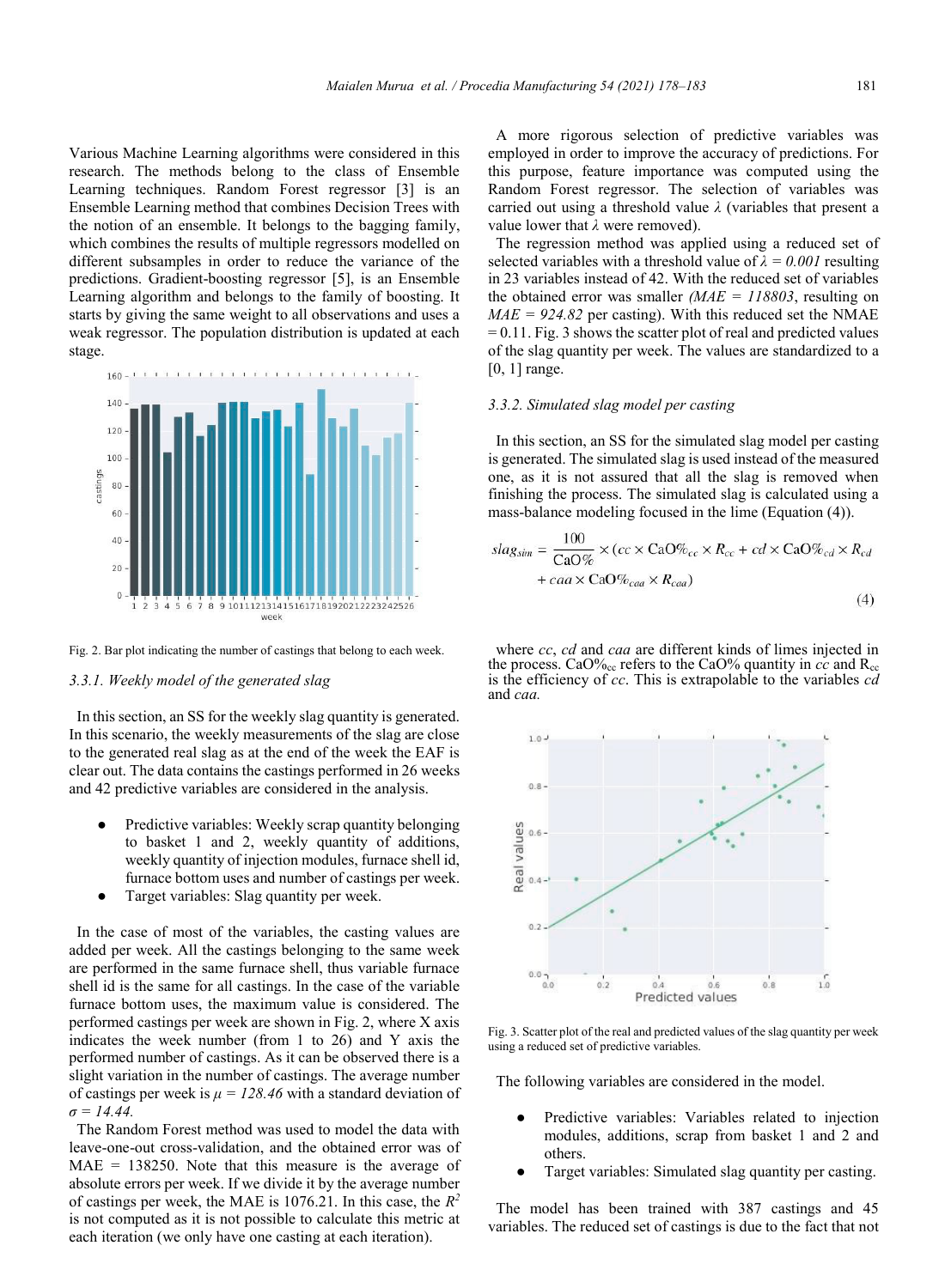Various Machine Learning algorithms were considered in this research. The methods belong to the class of Ensemble Learning techniques. Random Forest regressor [3] is an Ensemble Learning method that combines Decision Trees with the notion of an ensemble. It belongs to the bagging family, which combines the results of multiple regressors modelled on different subsamples in order to reduce the variance of the predictions. Gradient-boosting regressor [5], is an Ensemble Learning algorithm and belongs to the family of boosting. It starts by giving the same weight to all observations and uses a weak regressor. The population distribution is updated at each stage.

Fig. 2. Bar plot indicating the number of castings that belong to each week.

### 3.3.1. Weekly model of the generated slag

In this section, an SS for the weekly slag quantity is generated. In this scenario, the weekly measurements of the slag are close to the generated real slag as at the end of the week the EAF is clear out. The data contains the castings performed in 26 weeks and 42 predictive variables are considered in the analysis.

- Predictive variables: Weekly scrap quantity belonging to basket 1 and 2, weekly quantity of additions, weekly quantity of injection modules, furnace shell id, furnace bottom uses and number of castings per week.
- Target variables: Slag quantity per week.

In the case of most of the variables, the casting values are added per week. All the castings belonging to the same week are performed in the same furnace shell, thus variable furnace shell id is the same for all castings. In the case of the variable furnace bottom uses, the maximum value is considered. The performed castings per week are shown in Fig. 2, where X axis indicates the week number (from 1 to 26) and Y axis the performed number of castings. As it can be observed there is a slight variation in the number of castings. The average number of castings per week is $\mu = 128.46$ with a standard deviation of $\sigma = 14.44$.

The Random Forest method was used to model the data with leave-one-out cross-validation, and the obtained error was of MAE = 138250. Note that this measure is the average of absolute errors per week. If we divide it by the average number of castings per week, the MAE is 1076.21. In this case, the $R^2$ is not computed as it is not possible to calculate this metric at each iteration (we only have one casting at each iteration).

A more rigorous selection of predictive variables was employed in order to improve the accuracy of predictions. For this purpose, feature importance was computed using the Random Forest regressor. The selection of variables was carried out using a threshold value $\lambda$ (variables that present a value lower that $\lambda$ were removed).

The regression method was applied using a reduced set of selected variables with a threshold value of $\lambda = 0.001$ resulting in 23 variables instead of 42. With the reduced set of variables the obtained error was smaller *(MAE = 118803*, resulting on *MAE = 924.82* per casting). With this reduced set the NMAE = 0.11. Fig. 3 shows the scatter plot of real and predicted values of the slag quantity per week. The values are standardized to a [0, 1] range.

### 3.3.2. Simulated slag model per casting

In this section, an SS for the simulated slag model per casting is generated. The simulated slag is used instead of the measured one, as it is not assured that all the slag is removed when finishing the process. The simulated slag is calculated using a mass-balance modeling focused in the lime (Equation (4)).

$$slag_{sim} = \frac{100}{\text{CaO\%}} \times (cc \times \text{CaO\%}_{cc} \times R_{cc} + cd \times \text{CaO\%}_{cd} \times R_{cd} + caa \times \text{CaO\%}_{caa} \times R_{caa}) \tag{4}$$

where *cc*, *cd* and *caa* are different kinds of limes injected in the process. $\text{CaO\%}_{cc}$ refers to the CaO% quantity in *cc* and $R_{cc}$ is the efficiency of *cc*. This is extrapolable to the variables *cd* and *caa.*

Fig. 3. Scatter plot of the real and predicted values of the slag quantity per week using a reduced set of predictive variables.

The following variables are considered in the model.

- Predictive variables: Variables related to injection modules, additions, scrap from basket 1 and 2 and others.
- Target variables: Simulated slag quantity per casting.

The model has been trained with 387 castings and 45 variables. The reduced set of castings is due to the fact that not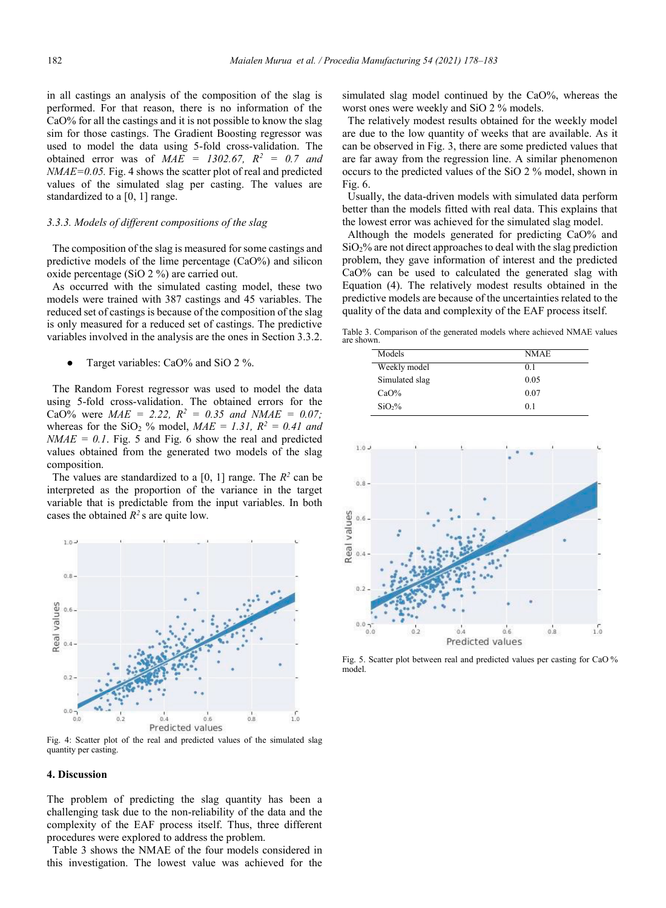in all castings an analysis of the composition of the slag is performed. For that reason, there is no information of the CaO% for all the castings and it is not possible to know the slag sim for those castings. The Gradient Boosting regressor was used to model the data using 5-fold cross-validation. The obtained error was of *MAE = 1302.67, $R^2$ = 0.7 and NMAE=0.05.* Fig. 4 shows the scatter plot of real and predicted values of the simulated slag per casting. The values are standardized to a [0, 1] range.

### 3.3.3. Models of different compositions of the slag

The composition of the slag is measured for some castings and predictive models of the lime percentage (CaO%) and silicon oxide percentage (SiO 2 %) are carried out.

As occurred with the simulated casting model, these two models were trained with 387 castings and 45 variables. The reduced set of castings is because of the composition of the slag is only measured for a reduced set of castings. The predictive variables involved in the analysis are the ones in Section 3.3.2.

- Target variables: CaO% and SiO 2 %.

The Random Forest regressor was used to model the data using 5-fold cross-validation. The obtained errors for the CaO% were *MAE = 2.22, $R^2$ = 0.35 and NMAE = 0.07;* whereas for the $SiO_2$ % model, *MAE = 1.31, $R^2$ = 0.41 and NMAE = 0.1*. Fig. 5 and Fig. 6 show the real and predicted values obtained from the generated two models of the slag composition.

The values are standardized to a [0, 1] range. The $R^2$ can be interpreted as the proportion of the variance in the target variable that is predictable from the input variables. In both cases the obtained $R^2$ s are quite low.

Fig. 4: Scatter plot of the real and predicted values of the simulated slag quantity per casting.

## 4. Discussion

The problem of predicting the slag quantity has been a challenging task due to the non-reliability of the data and the complexity of the EAF process itself. Thus, three different procedures were explored to address the problem.

Table 3 shows the NMAE of the four models considered in this investigation. The lowest value was achieved for the simulated slag model continued by the CaO%, whereas the worst ones were weekly and SiO 2 % models.

The relatively modest results obtained for the weekly model are due to the low quantity of weeks that are available. As it can be observed in Fig. 3, there are some predicted values that are far away from the regression line. A similar phenomenon occurs to the predicted values of the SiO 2 % model, shown in Fig. 6.

Usually, the data-driven models with simulated data perform better than the models fitted with real data. This explains that the lowest error was achieved for the simulated slag model.

Although the models generated for predicting CaO% and $SiO_2$% are not direct approaches to deal with the slag prediction problem, they gave information of interest and the predicted CaO% can be used to calculated the generated slag with Equation (4). The relatively modest results obtained in the predictive models are because of the uncertainties related to the quality of the data and complexity of the EAF process itself.

Table 3. Comparison of the generated models where achieved NMAE values are shown.

| Models | NMAE |
|---|---|
| Weekly model | 0.1 |
| Simulated slag | 0.05 |
| CaO% | 0.07 |
| $SiO_2$% | 0.1 |

Fig. 5. Scatter plot between real and predicted values per casting for CaO % model.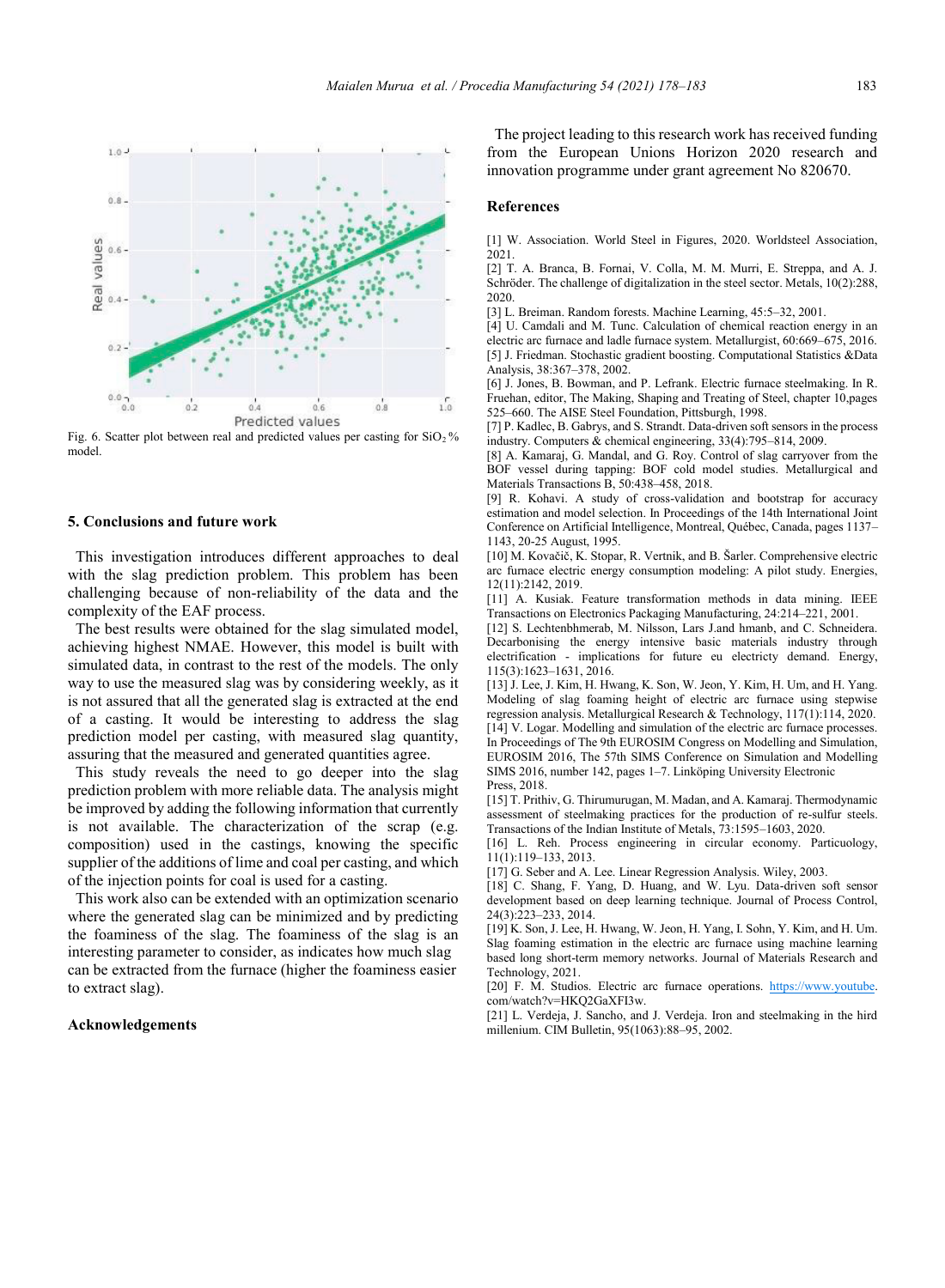1.0
0.8
0.6
0.4
0.2
0.0
Real values
0.0 0.2 0.4 0.6 0.8 1.0
Predicted values

Fig. 6. Scatter plot between real and predicted values per casting for $SiO_2$% model.

## 5. Conclusions and future work

This investigation introduces different approaches to deal with the slag prediction problem. This problem has been challenging because of non-reliability of the data and the complexity of the EAF process.

The best results were obtained for the slag simulated model, achieving highest NMAE. However, this model is built with simulated data, in contrast to the rest of the models. The only way to use the measured slag was by considering weekly, as it is not assured that all the generated slag is extracted at the end of a casting. It would be interesting to address the slag prediction model per casting, with measured slag quantity, assuring that the measured and generated quantities agree.

This study reveals the need to go deeper into the slag prediction problem with more reliable data. The analysis might be improved by adding the following information that currently is not available. The characterization of the scrap (e.g. composition) used in the castings, knowing the specific supplier of the additions of lime and coal per casting, and which of the injection points for coal is used for a casting.

This work also can be extended with an optimization scenario where the generated slag can be minimized and by predicting the foaminess of the slag. The foaminess of the slag is an interesting parameter to consider, as indicates how much slag can be extracted from the furnace (higher the foaminess easier to extract slag).

### Acknowledgements

The project leading to this research work has received funding from the European Unions Horizon 2020 research and innovation programme under grant agreement No 820670.

### References

[1] W. Association. World Steel in Figures, 2020. Worldsteel Association, 2021.

[2] T. A. Branca, B. Fornai, V. Colla, M. M. Murri, E. Streppa, and A. J. Schröder. The challenge of digitalization in the steel sector. Metals, 10(2):288, 2020.

[3] L. Breiman. Random forests. Machine Learning, 45:5–32, 2001.

[4] U. Camdali and M. Tunc. Calculation of chemical reaction energy in an electric arc furnace and ladle furnace system. Metallurgist, 60:669–675, 2016.

[5] J. Friedman. Stochastic gradient boosting. Computational Statistics &Data Analysis, 38:367–378, 2002.

[6] J. Jones, B. Bowman, and P. Lefrank. Electric furnace steelmaking. In R. Fruehan, editor, The Making, Shaping and Treating of Steel, chapter 10,pages 525–660. The AISE Steel Foundation, Pittsburgh, 1998.

[7] P. Kadlec, B. Gabrys, and S. Strandt. Data-driven soft sensors in the process industry. Computers & chemical engineering, 33(4):795–814, 2009.

[8] A. Kamaraj, G. Mandal, and G. Roy. Control of slag carryover from the BOF vessel during tapping: BOF cold model studies. Metallurgical and Materials Transactions B, 50:438–458, 2018.

[9] R. Kohavi. A study of cross-validation and bootstrap for accuracy estimation and model selection. In Proceedings of the 14th International Joint Conference on Artificial Intelligence, Montreal, Québec, Canada, pages 1137–1143, 20-25 August, 1995.

[10] M. Kovačič, K. Stopar, R. Vertnik, and B. Šarler. Comprehensive electric arc furnace electric energy consumption modeling: A pilot study. Energies, 12(11):2142, 2019.

[11] A. Kusiak. Feature transformation methods in data mining. IEEE Transactions on Electronics Packaging Manufacturing, 24:214–221, 2001.

[12] S. Lechtenbhmerab, M. Nilsson, Lars J.and hmanb, and C. Schneidera. Decarbonising the energy intensive basic materials industry through electrification - implications for future eu electricty demand. Energy, 115(3):1623–1631, 2016.

[13] J. Lee, J. Kim, H. Hwang, K. Son, W. Jeon, Y. Kim, H. Um, and H. Yang. Modeling of slag foaming height of electric arc furnace using stepwise regression analysis. Metallurgical Research & Technology, 117(1):114, 2020.

[14] V. Logar. Modelling and simulation of the electric arc furnace processes. In Proceedings of The 9th EUROSIM Congress on Modelling and Simulation, EUROSIM 2016, The 57th SIMS Conference on Simulation and Modelling SIMS 2016, number 142, pages 1–7. Linköping University Electronic Press, 2018.

[15] T. Prithiv, G. Thirumurugan, M. Madan, and A. Kamaraj. Thermodynamic assessment of steelmaking practices for the production of re-sulfur steels. Transactions of the Indian Institute of Metals, 73:1595–1603, 2020.

[16] L. Reh. Process engineering in circular economy. Particuology, 11(1):119–133, 2013.

[17] G. Seber and A. Lee. Linear Regression Analysis. Wiley, 2003.

[18] C. Shang, F. Yang, D. Huang, and W. Lyu. Data-driven soft sensor development based on deep learning technique. Journal of Process Control, 24(3):223–233, 2014.

[19] K. Son, J. Lee, H. Hwang, W. Jeon, H. Yang, I. Sohn, Y. Kim, and H. Um. Slag foaming estimation in the electric arc furnace using machine learning based long short-term memory networks. Journal of Materials Research and Technology, 2021.

[20] F. M. Studios. Electric arc furnace operations. https://www.youtube.com/watch?v=HKQ2GaXFI3w.

[21] L. Verdeja, J. Sancho, and J. Verdeja. Iron and steelmaking in the hird millenium. CIM Bulletin, 95(1063):88–95, 2002.